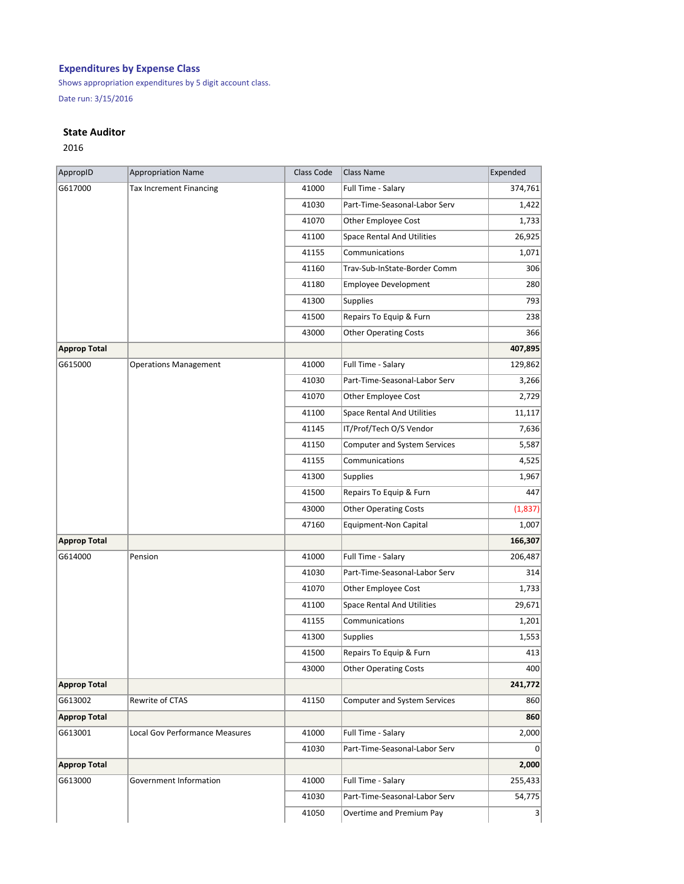## Expenditures by Expense Class

Shows appropriation expenditures by 5 digit account class.

Date run: 3/15/2016

### State Auditor

2016

| AppropID | Appropriation Name | Class Code | Class Name | Expended |
|---|---|---|---|---|
| G617000 | Tax Increment Financing | 41000 | Full Time - Salary | 374,761 |
| | | 41030 | Part-Time-Seasonal-Labor Serv | 1,422 |
| | | 41070 | Other Employee Cost | 1,733 |
| | | 41100 | Space Rental And Utilities | 26,925 |
| | | 41155 | Communications | 1,071 |
| | | 41160 | Trav-Sub-InState-Border Comm | 306 |
| | | 41180 | Employee Development | 280 |
| | | 41300 | Supplies | 793 |
| | | 41500 | Repairs To Equip & Furn | 238 |
| | | 43000 | Other Operating Costs | 366 |
| **Approp Total** | | | | **407,895** |
| G615000 | Operations Management | 41000 | Full Time - Salary | 129,862 |
| | | 41030 | Part-Time-Seasonal-Labor Serv | 3,266 |
| | | 41070 | Other Employee Cost | 2,729 |
| | | 41100 | Space Rental And Utilities | 11,117 |
| | | 41145 | IT/Prof/Tech O/S Vendor | 7,636 |
| | | 41150 | Computer and System Services | 5,587 |
| | | 41155 | Communications | 4,525 |
| | | 41300 | Supplies | 1,967 |
| | | 41500 | Repairs To Equip & Furn | 447 |
| | | 43000 | Other Operating Costs | (1,837) |
| | | 47160 | Equipment-Non Capital | 1,007 |
| **Approp Total** | | | | **166,307** |
| G614000 | Pension | 41000 | Full Time - Salary | 206,487 |
| | | 41030 | Part-Time-Seasonal-Labor Serv | 314 |
| | | 41070 | Other Employee Cost | 1,733 |
| | | 41100 | Space Rental And Utilities | 29,671 |
| | | 41155 | Communications | 1,201 |
| | | 41300 | Supplies | 1,553 |
| | | 41500 | Repairs To Equip & Furn | 413 |
| | | 43000 | Other Operating Costs | 400 |
| **Approp Total** | | | | **241,772** |
| G613002 | Rewrite of CTAS | 41150 | Computer and System Services | 860 |
| **Approp Total** | | | | **860** |
| G613001 | Local Gov Performance Measures | 41000 | Full Time - Salary | 2,000 |
| | | 41030 | Part-Time-Seasonal-Labor Serv | 0 |
| **Approp Total** | | | | **2,000** |
| G613000 | Government Information | 41000 | Full Time - Salary | 255,433 |
| | | 41030 | Part-Time-Seasonal-Labor Serv | 54,775 |
| | | 41050 | Overtime and Premium Pay | 3 |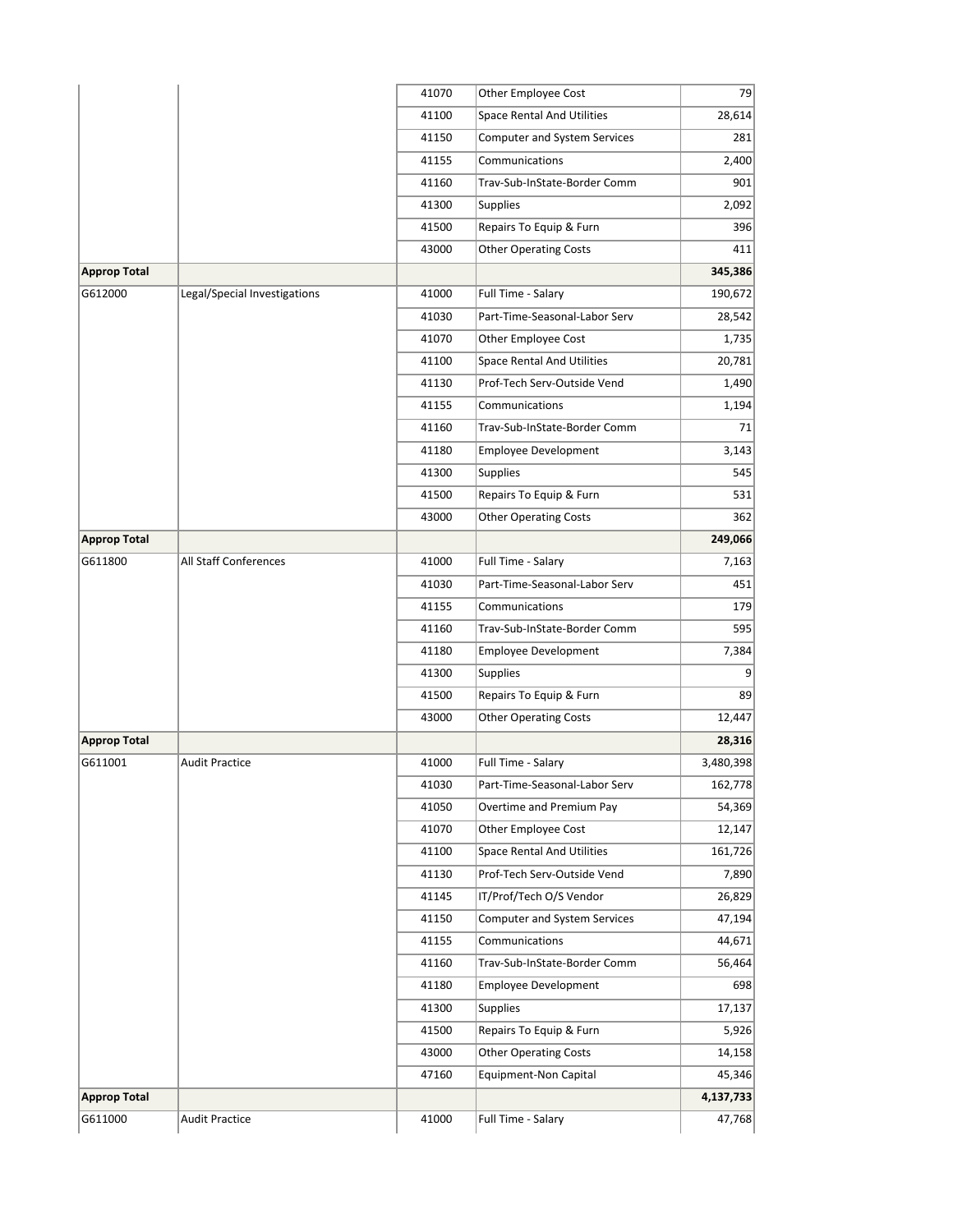| | | | | |
|---|---|---|---|---|
| | | 41070 | Other Employee Cost | 79 |
| | | 41100 | Space Rental And Utilities | 28,614 |
| | | 41150 | Computer and System Services | 281 |
| | | 41155 | Communications | 2,400 |
| | | 41160 | Trav-Sub-InState-Border Comm | 901 |
| | | 41300 | Supplies | 2,092 |
| | | 41500 | Repairs To Equip & Furn | 396 |
| | | 43000 | Other Operating Costs | 411 |
| **Approp Total** | | | | **345,386** |
| G612000 | Legal/Special Investigations | 41000 | Full Time - Salary | 190,672 |
| | | 41030 | Part-Time-Seasonal-Labor Serv | 28,542 |
| | | 41070 | Other Employee Cost | 1,735 |
| | | 41100 | Space Rental And Utilities | 20,781 |
| | | 41130 | Prof-Tech Serv-Outside Vend | 1,490 |
| | | 41155 | Communications | 1,194 |
| | | 41160 | Trav-Sub-InState-Border Comm | 71 |
| | | 41180 | Employee Development | 3,143 |
| | | 41300 | Supplies | 545 |
| | | 41500 | Repairs To Equip & Furn | 531 |
| | | 43000 | Other Operating Costs | 362 |
| **Approp Total** | | | | **249,066** |
| G611800 | All Staff Conferences | 41000 | Full Time - Salary | 7,163 |
| | | 41030 | Part-Time-Seasonal-Labor Serv | 451 |
| | | 41155 | Communications | 179 |
| | | 41160 | Trav-Sub-InState-Border Comm | 595 |
| | | 41180 | Employee Development | 7,384 |
| | | 41300 | Supplies | 9 |
| | | 41500 | Repairs To Equip & Furn | 89 |
| | | 43000 | Other Operating Costs | 12,447 |
| **Approp Total** | | | | **28,316** |
| G611001 | Audit Practice | 41000 | Full Time - Salary | 3,480,398 |
| | | 41030 | Part-Time-Seasonal-Labor Serv | 162,778 |
| | | 41050 | Overtime and Premium Pay | 54,369 |
| | | 41070 | Other Employee Cost | 12,147 |
| | | 41100 | Space Rental And Utilities | 161,726 |
| | | 41130 | Prof-Tech Serv-Outside Vend | 7,890 |
| | | 41145 | IT/Prof/Tech O/S Vendor | 26,829 |
| | | 41150 | Computer and System Services | 47,194 |
| | | 41155 | Communications | 44,671 |
| | | 41160 | Trav-Sub-InState-Border Comm | 56,464 |
| | | 41180 | Employee Development | 698 |
| | | 41300 | Supplies | 17,137 |
| | | 41500 | Repairs To Equip & Furn | 5,926 |
| | | 43000 | Other Operating Costs | 14,158 |
| | | 47160 | Equipment-Non Capital | 45,346 |
| **Approp Total** | | | | **4,137,733** |
| G611000 | Audit Practice | 41000 | Full Time - Salary | 47,768 |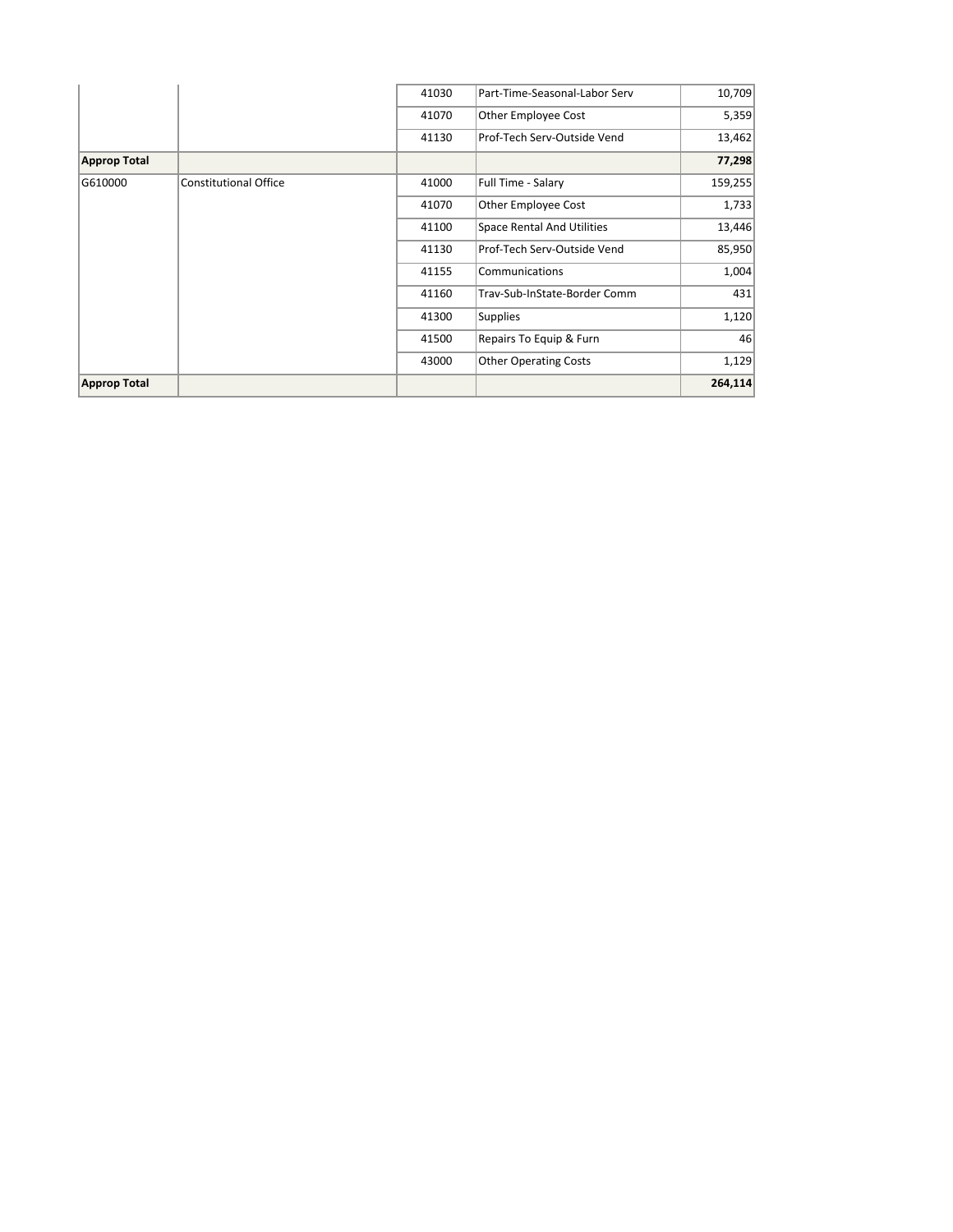| | | | | |
|---|---|---|---|---|
| | | 41030 | Part-Time-Seasonal-Labor Serv | 10,709 |
| | | 41070 | Other Employee Cost | 5,359 |
| | | 41130 | Prof-Tech Serv-Outside Vend | 13,462 |
| **Approp Total** | | | | **77,298** |
| G610000 | Constitutional Office | 41000 | Full Time - Salary | 159,255 |
| | | 41070 | Other Employee Cost | 1,733 |
| | | 41100 | Space Rental And Utilities | 13,446 |
| | | 41130 | Prof-Tech Serv-Outside Vend | 85,950 |
| | | 41155 | Communications | 1,004 |
| | | 41160 | Trav-Sub-InState-Border Comm | 431 |
| | | 41300 | Supplies | 1,120 |
| | | 41500 | Repairs To Equip & Furn | 46 |
| | | 43000 | Other Operating Costs | 1,129 |
| **Approp Total** | | | | **264,114** |